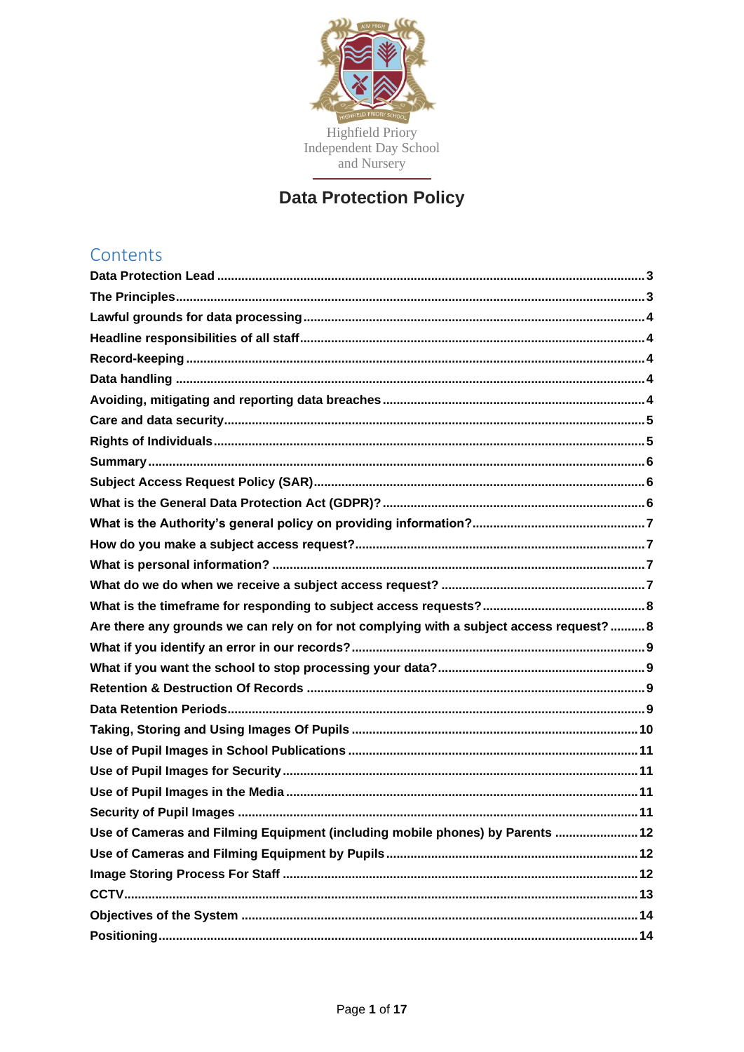Highfield Priory
Independent Day School
and Nursery

# Data Protection Policy

## Contents

- Data Protection Lead ... 3
- The Principles ... 3
- Lawful grounds for data processing ... 4
- Headline responsibilities of all staff ... 4
- Record-keeping ... 4
- Data handling ... 4
- Avoiding, mitigating and reporting data breaches ... 4
- Care and data security ... 5
- Rights of Individuals ... 5
- Summary ... 6
- Subject Access Request Policy (SAR) ... 6
- What is the General Data Protection Act (GDPR)? ... 6
- What is the Authority's general policy on providing information? ... 7
- How do you make a subject access request? ... 7
- What is personal information? ... 7
- What do we do when we receive a subject access request? ... 7
- What is the timeframe for responding to subject access requests? ... 8
- Are there any grounds we can rely on for not complying with a subject access request? ... 8
- What if you identify an error in our records? ... 9
- What if you want the school to stop processing your data? ... 9
- Retention & Destruction Of Records ... 9
- Data Retention Periods ... 9
- Taking, Storing and Using Images Of Pupils ... 10
- Use of Pupil Images in School Publications ... 11
- Use of Pupil Images for Security ... 11
- Use of Pupil Images in the Media ... 11
- Security of Pupil Images ... 11
- Use of Cameras and Filming Equipment (including mobile phones) by Parents ... 12
- Use of Cameras and Filming Equipment by Pupils ... 12
- Image Storing Process For Staff ... 12
- CCTV ... 13
- Objectives of the System ... 14
- Positioning ... 14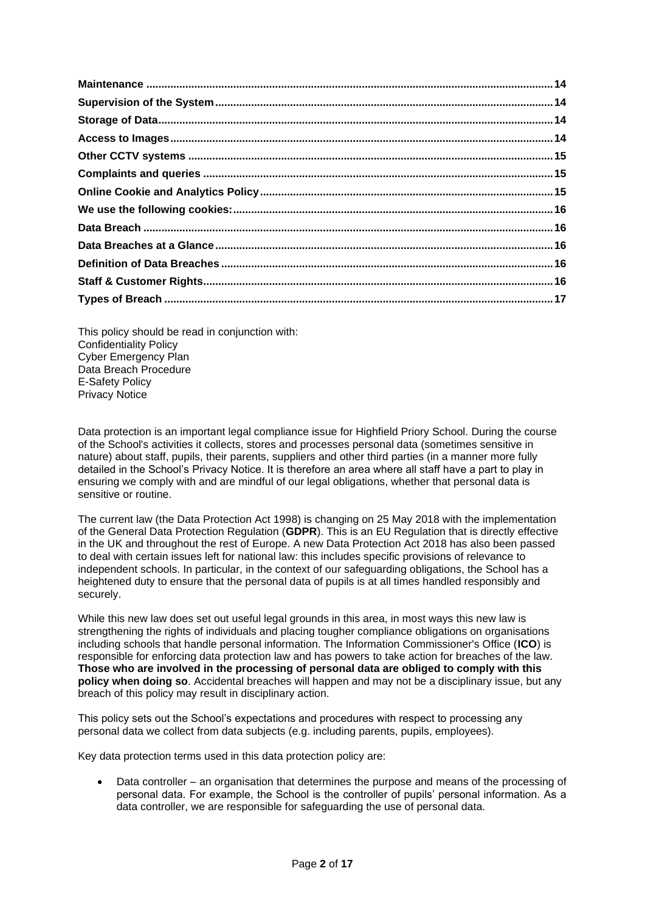**Maintenance** .......................................................................................................................... **14**
**Supervision of the System** .................................................................................................... **14**
**Storage of Data** ....................................................................................................................... **14**
**Access to Images** .................................................................................................................... **14**
**Other CCTV systems** .............................................................................................................. **15**
**Complaints and queries** ......................................................................................................... **15**
**Online Cookie and Analytics Policy** ...................................................................................... **15**
**We use the following cookies:** ............................................................................................... **16**
**Data Breach** ............................................................................................................................. **16**
**Data Breaches at a Glance** ..................................................................................................... **16**
**Definition of Data Breaches** ................................................................................................... **16**
**Staff & Customer Rights** ......................................................................................................... **16**
**Types of Breach** ...................................................................................................................... **17**

This policy should be read in conjunction with:
Confidentiality Policy
Cyber Emergency Plan
Data Breach Procedure
E-Safety Policy
Privacy Notice

Data protection is an important legal compliance issue for Highfield Priory School. During the course of the School's activities it collects, stores and processes personal data (sometimes sensitive in nature) about staff, pupils, their parents, suppliers and other third parties (in a manner more fully detailed in the School's Privacy Notice. It is therefore an area where all staff have a part to play in ensuring we comply with and are mindful of our legal obligations, whether that personal data is sensitive or routine.

The current law (the Data Protection Act 1998) is changing on 25 May 2018 with the implementation of the General Data Protection Regulation (**GDPR**). This is an EU Regulation that is directly effective in the UK and throughout the rest of Europe. A new Data Protection Act 2018 has also been passed to deal with certain issues left for national law: this includes specific provisions of relevance to independent schools. In particular, in the context of our safeguarding obligations, the School has a heightened duty to ensure that the personal data of pupils is at all times handled responsibly and securely.

While this new law does set out useful legal grounds in this area, in most ways this new law is strengthening the rights of individuals and placing tougher compliance obligations on organisations including schools that handle personal information. The Information Commissioner's Office (**ICO**) is responsible for enforcing data protection law and has powers to take action for breaches of the law. **Those who are involved in the processing of personal data are obliged to comply with this policy when doing so**. Accidental breaches will happen and may not be a disciplinary issue, but any breach of this policy may result in disciplinary action.

This policy sets out the School's expectations and procedures with respect to processing any personal data we collect from data subjects (e.g. including parents, pupils, employees).

Key data protection terms used in this data protection policy are:

- Data controller – an organisation that determines the purpose and means of the processing of personal data. For example, the School is the controller of pupils' personal information. As a data controller, we are responsible for safeguarding the use of personal data.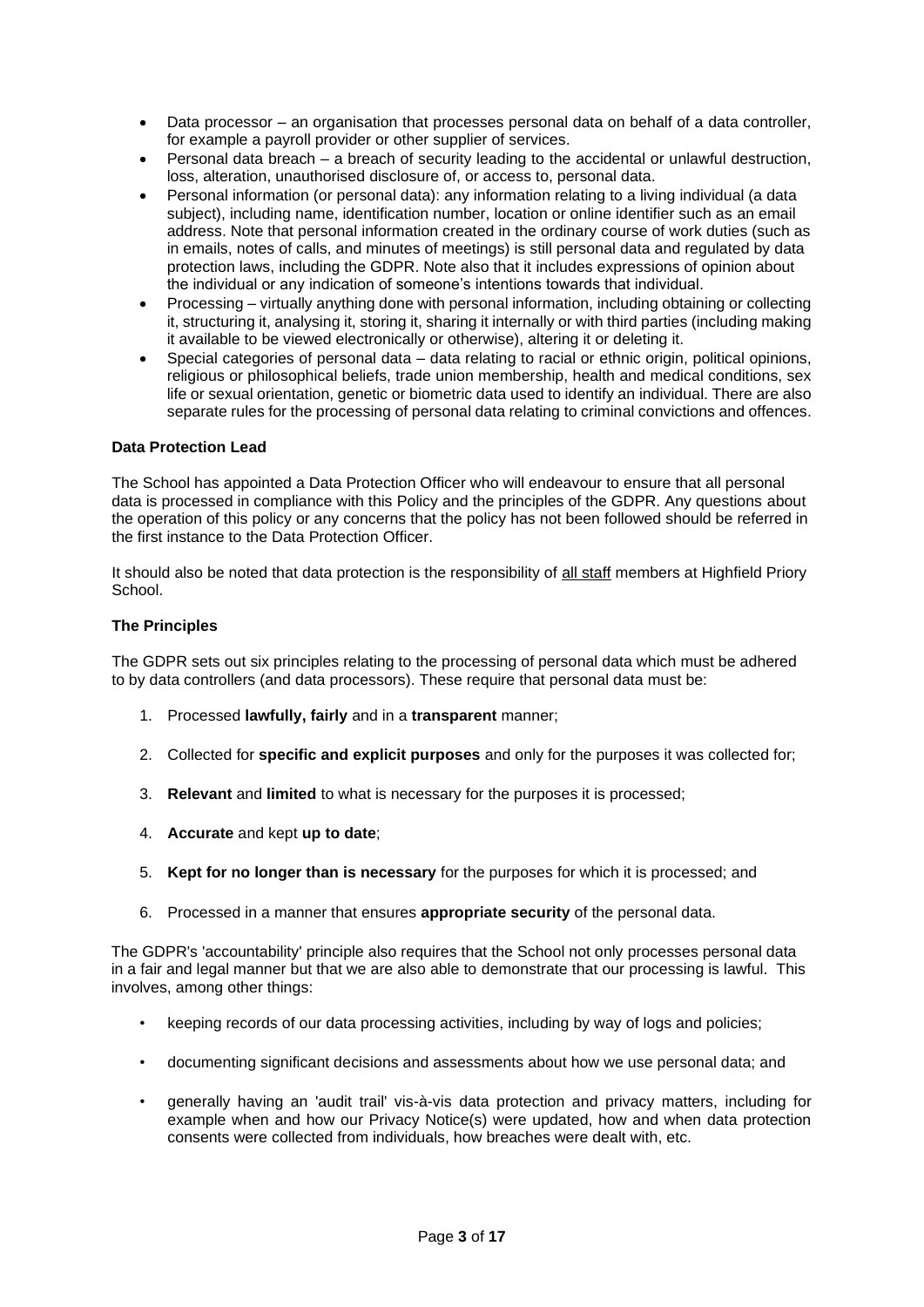- Data processor – an organisation that processes personal data on behalf of a data controller, for example a payroll provider or other supplier of services.
- Personal data breach – a breach of security leading to the accidental or unlawful destruction, loss, alteration, unauthorised disclosure of, or access to, personal data.
- Personal information (or personal data): any information relating to a living individual (a data subject), including name, identification number, location or online identifier such as an email address. Note that personal information created in the ordinary course of work duties (such as in emails, notes of calls, and minutes of meetings) is still personal data and regulated by data protection laws, including the GDPR. Note also that it includes expressions of opinion about the individual or any indication of someone's intentions towards that individual.
- Processing – virtually anything done with personal information, including obtaining or collecting it, structuring it, analysing it, storing it, sharing it internally or with third parties (including making it available to be viewed electronically or otherwise), altering it or deleting it.
- Special categories of personal data – data relating to racial or ethnic origin, political opinions, religious or philosophical beliefs, trade union membership, health and medical conditions, sex life or sexual orientation, genetic or biometric data used to identify an individual. There are also separate rules for the processing of personal data relating to criminal convictions and offences.

**Data Protection Lead**

The School has appointed a Data Protection Officer who will endeavour to ensure that all personal data is processed in compliance with this Policy and the principles of the GDPR. Any questions about the operation of this policy or any concerns that the policy has not been followed should be referred in the first instance to the Data Protection Officer.

It should also be noted that data protection is the responsibility of all staff members at Highfield Priory School.

**The Principles**

The GDPR sets out six principles relating to the processing of personal data which must be adhered to by data controllers (and data processors). These require that personal data must be:

1. Processed **lawfully, fairly** and in a **transparent** manner;
2. Collected for **specific and explicit purposes** and only for the purposes it was collected for;
3. **Relevant** and **limited** to what is necessary for the purposes it is processed;
4. **Accurate** and kept **up to date**;
5. **Kept for no longer than is necessary** for the purposes for which it is processed; and
6. Processed in a manner that ensures **appropriate security** of the personal data.

The GDPR's 'accountability' principle also requires that the School not only processes personal data in a fair and legal manner but that we are also able to demonstrate that our processing is lawful. This involves, among other things:

- keeping records of our data processing activities, including by way of logs and policies;
- documenting significant decisions and assessments about how we use personal data; and
- generally having an 'audit trail' vis-à-vis data protection and privacy matters, including for example when and how our Privacy Notice(s) were updated, how and when data protection consents were collected from individuals, how breaches were dealt with, etc.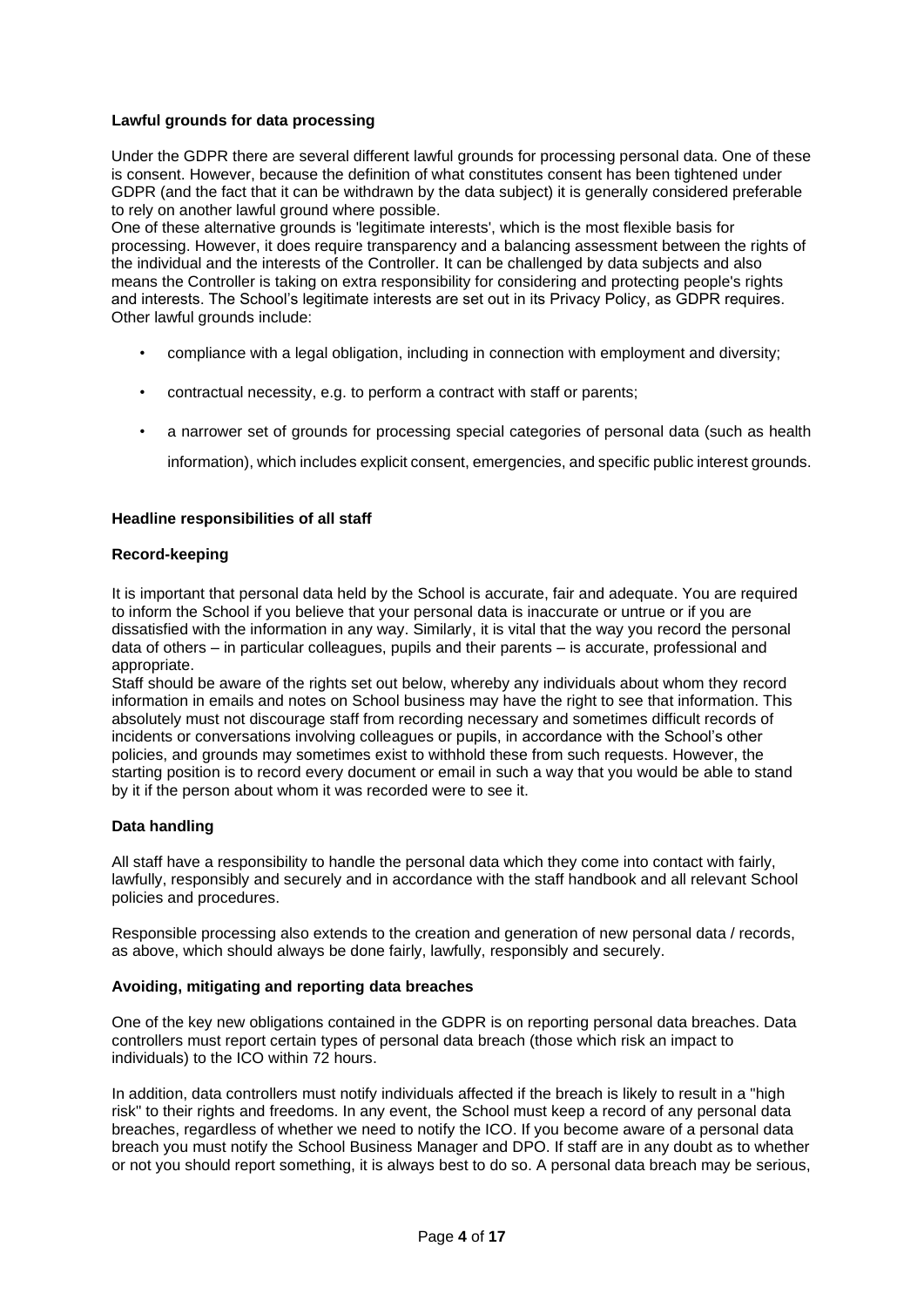**Lawful grounds for data processing**

Under the GDPR there are several different lawful grounds for processing personal data. One of these is consent. However, because the definition of what constitutes consent has been tightened under GDPR (and the fact that it can be withdrawn by the data subject) it is generally considered preferable to rely on another lawful ground where possible.

One of these alternative grounds is 'legitimate interests', which is the most flexible basis for processing. However, it does require transparency and a balancing assessment between the rights of the individual and the interests of the Controller. It can be challenged by data subjects and also means the Controller is taking on extra responsibility for considering and protecting people's rights and interests. The School's legitimate interests are set out in its Privacy Policy, as GDPR requires. Other lawful grounds include:

- compliance with a legal obligation, including in connection with employment and diversity;
- contractual necessity, e.g. to perform a contract with staff or parents;
- a narrower set of grounds for processing special categories of personal data (such as health information), which includes explicit consent, emergencies, and specific public interest grounds.

**Headline responsibilities of all staff**

**Record-keeping**

It is important that personal data held by the School is accurate, fair and adequate. You are required to inform the School if you believe that your personal data is inaccurate or untrue or if you are dissatisfied with the information in any way. Similarly, it is vital that the way you record the personal data of others – in particular colleagues, pupils and their parents – is accurate, professional and appropriate.

Staff should be aware of the rights set out below, whereby any individuals about whom they record information in emails and notes on School business may have the right to see that information. This absolutely must not discourage staff from recording necessary and sometimes difficult records of incidents or conversations involving colleagues or pupils, in accordance with the School's other policies, and grounds may sometimes exist to withhold these from such requests. However, the starting position is to record every document or email in such a way that you would be able to stand by it if the person about whom it was recorded were to see it.

**Data handling**

All staff have a responsibility to handle the personal data which they come into contact with fairly, lawfully, responsibly and securely and in accordance with the staff handbook and all relevant School policies and procedures.

Responsible processing also extends to the creation and generation of new personal data / records, as above, which should always be done fairly, lawfully, responsibly and securely.

**Avoiding, mitigating and reporting data breaches**

One of the key new obligations contained in the GDPR is on reporting personal data breaches. Data controllers must report certain types of personal data breach (those which risk an impact to individuals) to the ICO within 72 hours.

In addition, data controllers must notify individuals affected if the breach is likely to result in a "high risk" to their rights and freedoms. In any event, the School must keep a record of any personal data breaches, regardless of whether we need to notify the ICO. If you become aware of a personal data breach you must notify the School Business Manager and DPO. If staff are in any doubt as to whether or not you should report something, it is always best to do so. A personal data breach may be serious,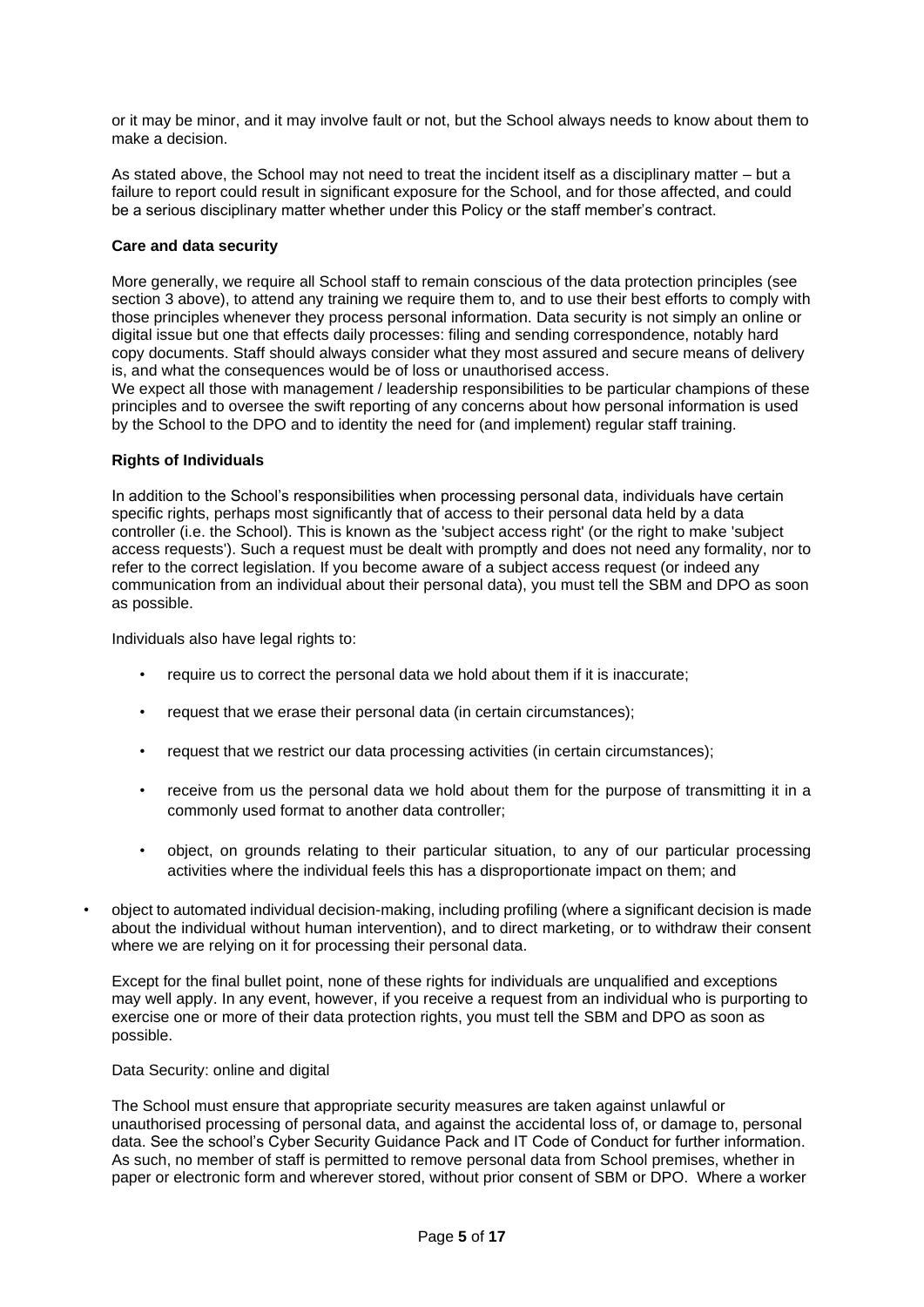or it may be minor, and it may involve fault or not, but the School always needs to know about them to make a decision.

As stated above, the School may not need to treat the incident itself as a disciplinary matter – but a failure to report could result in significant exposure for the School, and for those affected, and could be a serious disciplinary matter whether under this Policy or the staff member's contract.

**Care and data security**

More generally, we require all School staff to remain conscious of the data protection principles (see section 3 above), to attend any training we require them to, and to use their best efforts to comply with those principles whenever they process personal information. Data security is not simply an online or digital issue but one that effects daily processes: filing and sending correspondence, notably hard copy documents. Staff should always consider what they most assured and secure means of delivery is, and what the consequences would be of loss or unauthorised access.
We expect all those with management / leadership responsibilities to be particular champions of these principles and to oversee the swift reporting of any concerns about how personal information is used by the School to the DPO and to identity the need for (and implement) regular staff training.

**Rights of Individuals**

In addition to the School's responsibilities when processing personal data, individuals have certain specific rights, perhaps most significantly that of access to their personal data held by a data controller (i.e. the School). This is known as the 'subject access right' (or the right to make 'subject access requests'). Such a request must be dealt with promptly and does not need any formality, nor to refer to the correct legislation. If you become aware of a subject access request (or indeed any communication from an individual about their personal data), you must tell the SBM and DPO as soon as possible.

Individuals also have legal rights to:

- require us to correct the personal data we hold about them if it is inaccurate;
- request that we erase their personal data (in certain circumstances);
- request that we restrict our data processing activities (in certain circumstances);
- receive from us the personal data we hold about them for the purpose of transmitting it in a commonly used format to another data controller;
- object, on grounds relating to their particular situation, to any of our particular processing activities where the individual feels this has a disproportionate impact on them; and
- object to automated individual decision-making, including profiling (where a significant decision is made about the individual without human intervention), and to direct marketing, or to withdraw their consent where we are relying on it for processing their personal data.

Except for the final bullet point, none of these rights for individuals are unqualified and exceptions may well apply. In any event, however, if you receive a request from an individual who is purporting to exercise one or more of their data protection rights, you must tell the SBM and DPO as soon as possible.

Data Security: online and digital

The School must ensure that appropriate security measures are taken against unlawful or unauthorised processing of personal data, and against the accidental loss of, or damage to, personal data. See the school's Cyber Security Guidance Pack and IT Code of Conduct for further information. As such, no member of staff is permitted to remove personal data from School premises, whether in paper or electronic form and wherever stored, without prior consent of SBM or DPO. Where a worker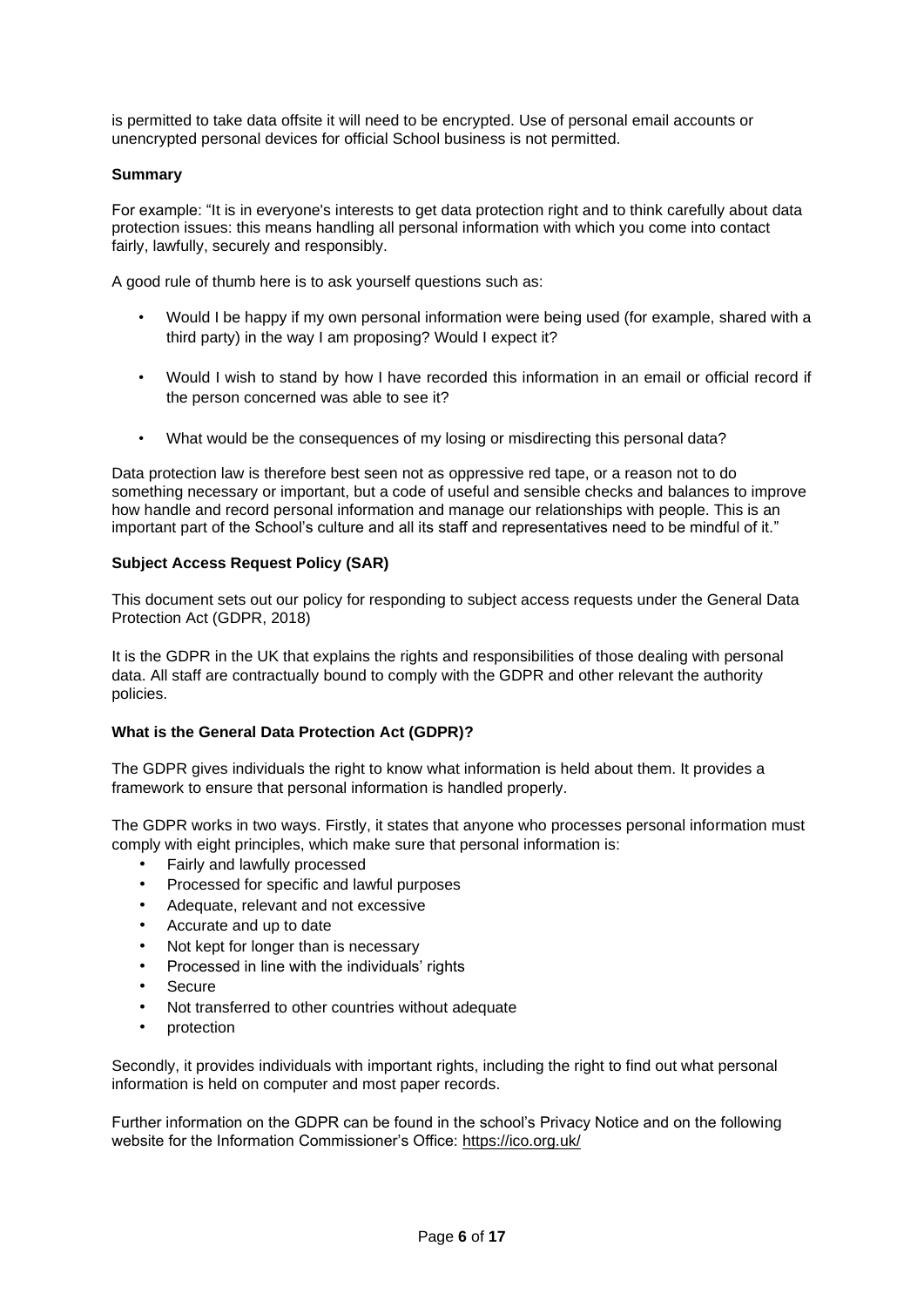is permitted to take data offsite it will need to be encrypted. Use of personal email accounts or unencrypted personal devices for official School business is not permitted.

**Summary**

For example: "It is in everyone's interests to get data protection right and to think carefully about data protection issues: this means handling all personal information with which you come into contact fairly, lawfully, securely and responsibly.

A good rule of thumb here is to ask yourself questions such as:

- Would I be happy if my own personal information were being used (for example, shared with a third party) in the way I am proposing? Would I expect it?
- Would I wish to stand by how I have recorded this information in an email or official record if the person concerned was able to see it?
- What would be the consequences of my losing or misdirecting this personal data?

Data protection law is therefore best seen not as oppressive red tape, or a reason not to do something necessary or important, but a code of useful and sensible checks and balances to improve how handle and record personal information and manage our relationships with people. This is an important part of the School's culture and all its staff and representatives need to be mindful of it."

**Subject Access Request Policy (SAR)**

This document sets out our policy for responding to subject access requests under the General Data Protection Act (GDPR, 2018)

It is the GDPR in the UK that explains the rights and responsibilities of those dealing with personal data. All staff are contractually bound to comply with the GDPR and other relevant the authority policies.

**What is the General Data Protection Act (GDPR)?**

The GDPR gives individuals the right to know what information is held about them. It provides a framework to ensure that personal information is handled properly.

The GDPR works in two ways. Firstly, it states that anyone who processes personal information must comply with eight principles, which make sure that personal information is:

- Fairly and lawfully processed
- Processed for specific and lawful purposes
- Adequate, relevant and not excessive
- Accurate and up to date
- Not kept for longer than is necessary
- Processed in line with the individuals' rights
- Secure
- Not transferred to other countries without adequate
- protection

Secondly, it provides individuals with important rights, including the right to find out what personal information is held on computer and most paper records.

Further information on the GDPR can be found in the school's Privacy Notice and on the following website for the Information Commissioner's Office: https://ico.org.uk/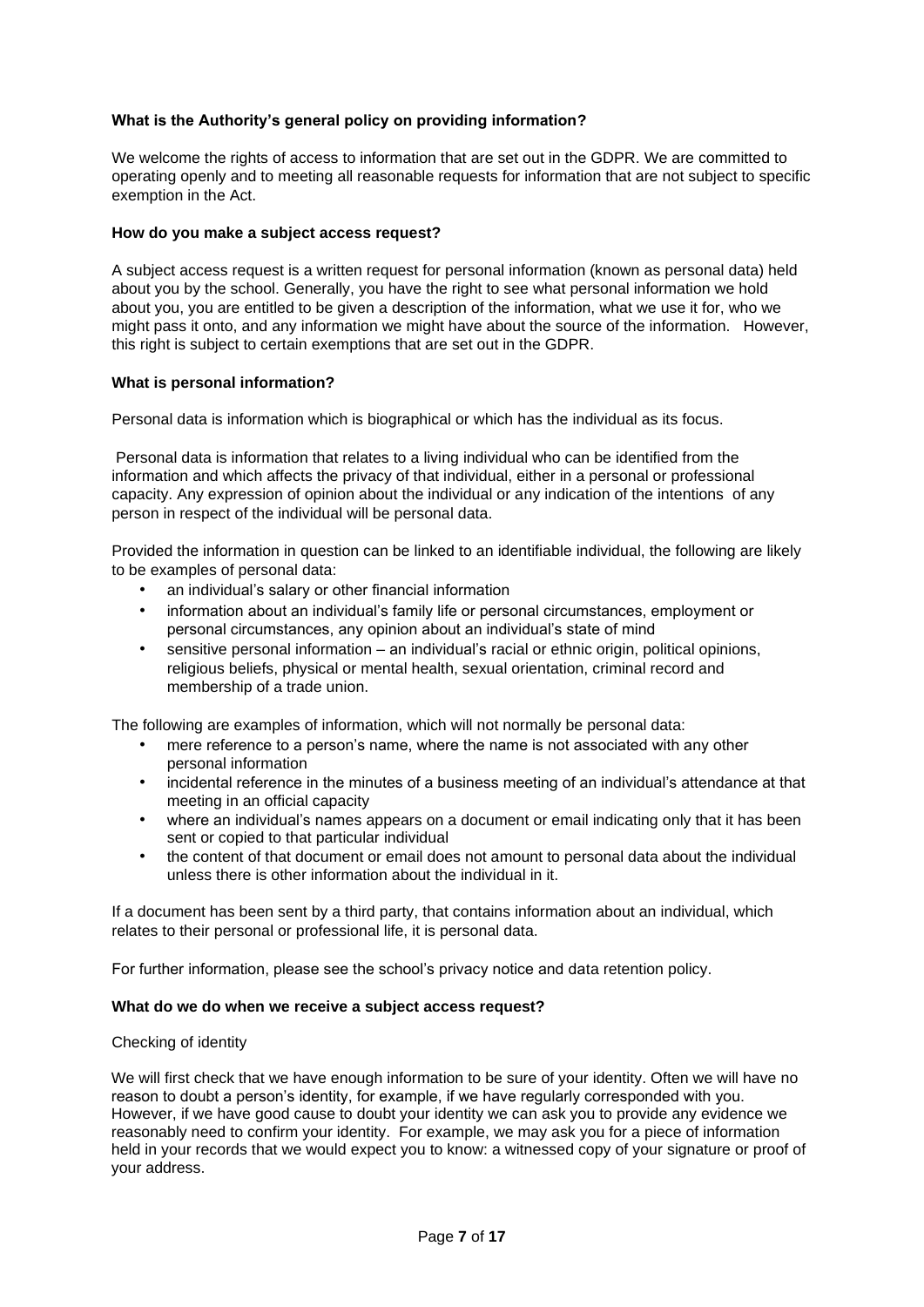**What is the Authority's general policy on providing information?**

We welcome the rights of access to information that are set out in the GDPR. We are committed to operating openly and to meeting all reasonable requests for information that are not subject to specific exemption in the Act.

**How do you make a subject access request?**

A subject access request is a written request for personal information (known as personal data) held about you by the school. Generally, you have the right to see what personal information we hold about you, you are entitled to be given a description of the information, what we use it for, who we might pass it onto, and any information we might have about the source of the information. However, this right is subject to certain exemptions that are set out in the GDPR.

**What is personal information?**

Personal data is information which is biographical or which has the individual as its focus.

Personal data is information that relates to a living individual who can be identified from the information and which affects the privacy of that individual, either in a personal or professional capacity. Any expression of opinion about the individual or any indication of the intentions of any person in respect of the individual will be personal data.

Provided the information in question can be linked to an identifiable individual, the following are likely to be examples of personal data:

- an individual's salary or other financial information
- information about an individual's family life or personal circumstances, employment or personal circumstances, any opinion about an individual's state of mind
- sensitive personal information – an individual's racial or ethnic origin, political opinions, religious beliefs, physical or mental health, sexual orientation, criminal record and membership of a trade union.

The following are examples of information, which will not normally be personal data:

- mere reference to a person's name, where the name is not associated with any other personal information
- incidental reference in the minutes of a business meeting of an individual's attendance at that meeting in an official capacity
- where an individual's names appears on a document or email indicating only that it has been sent or copied to that particular individual
- the content of that document or email does not amount to personal data about the individual unless there is other information about the individual in it.

If a document has been sent by a third party, that contains information about an individual, which relates to their personal or professional life, it is personal data.

For further information, please see the school's privacy notice and data retention policy.

**What do we do when we receive a subject access request?**

Checking of identity

We will first check that we have enough information to be sure of your identity. Often we will have no reason to doubt a person's identity, for example, if we have regularly corresponded with you. However, if we have good cause to doubt your identity we can ask you to provide any evidence we reasonably need to confirm your identity. For example, we may ask you for a piece of information held in your records that we would expect you to know: a witnessed copy of your signature or proof of your address.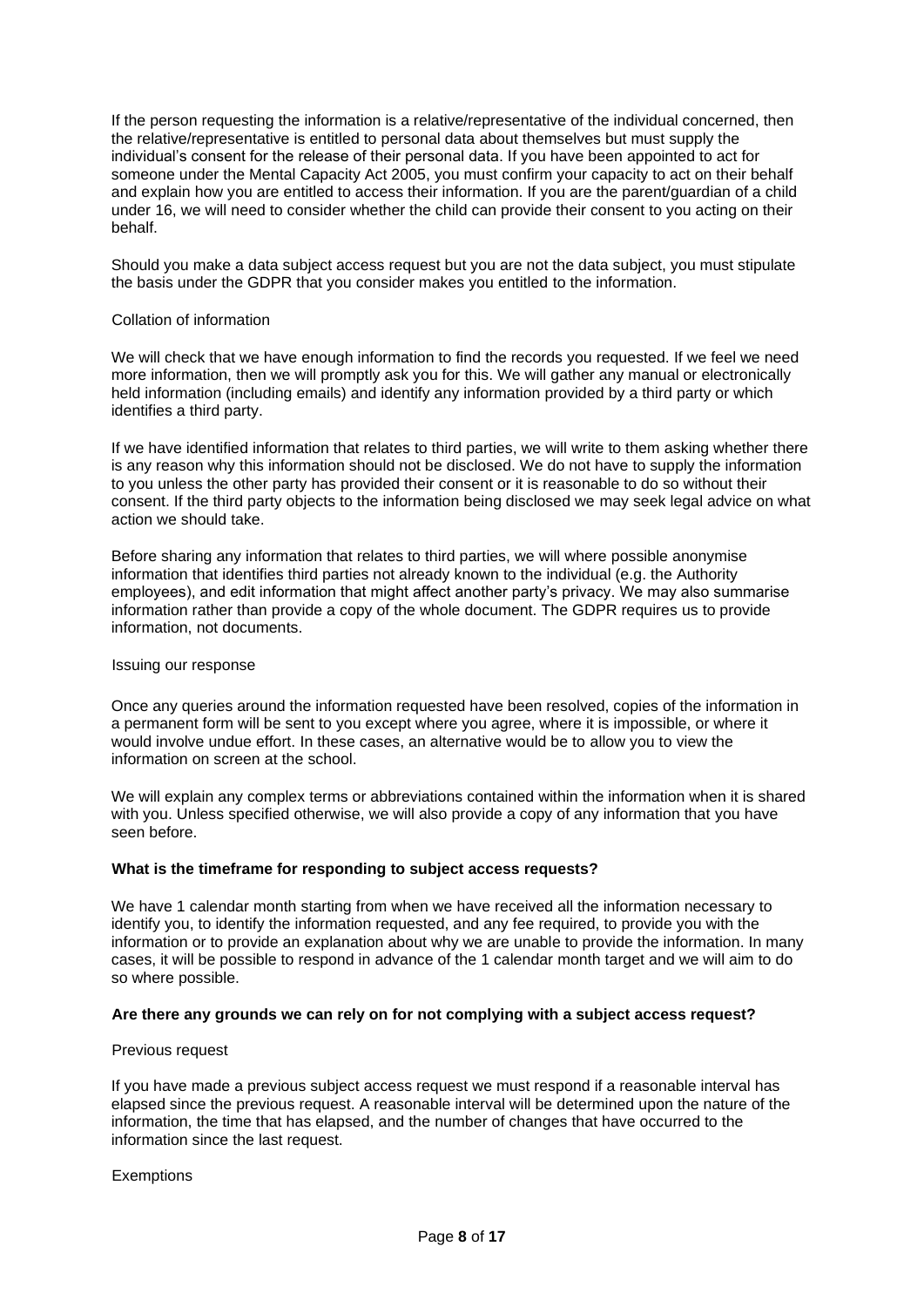If the person requesting the information is a relative/representative of the individual concerned, then the relative/representative is entitled to personal data about themselves but must supply the individual's consent for the release of their personal data. If you have been appointed to act for someone under the Mental Capacity Act 2005, you must confirm your capacity to act on their behalf and explain how you are entitled to access their information. If you are the parent/guardian of a child under 16, we will need to consider whether the child can provide their consent to you acting on their behalf.

Should you make a data subject access request but you are not the data subject, you must stipulate the basis under the GDPR that you consider makes you entitled to the information.

Collation of information

We will check that we have enough information to find the records you requested. If we feel we need more information, then we will promptly ask you for this. We will gather any manual or electronically held information (including emails) and identify any information provided by a third party or which identifies a third party.

If we have identified information that relates to third parties, we will write to them asking whether there is any reason why this information should not be disclosed. We do not have to supply the information to you unless the other party has provided their consent or it is reasonable to do so without their consent. If the third party objects to the information being disclosed we may seek legal advice on what action we should take.

Before sharing any information that relates to third parties, we will where possible anonymise information that identifies third parties not already known to the individual (e.g. the Authority employees), and edit information that might affect another party's privacy. We may also summarise information rather than provide a copy of the whole document. The GDPR requires us to provide information, not documents.

Issuing our response

Once any queries around the information requested have been resolved, copies of the information in a permanent form will be sent to you except where you agree, where it is impossible, or where it would involve undue effort. In these cases, an alternative would be to allow you to view the information on screen at the school.

We will explain any complex terms or abbreviations contained within the information when it is shared with you. Unless specified otherwise, we will also provide a copy of any information that you have seen before.

**What is the timeframe for responding to subject access requests?**

We have 1 calendar month starting from when we have received all the information necessary to identify you, to identify the information requested, and any fee required, to provide you with the information or to provide an explanation about why we are unable to provide the information. In many cases, it will be possible to respond in advance of the 1 calendar month target and we will aim to do so where possible.

**Are there any grounds we can rely on for not complying with a subject access request?**

Previous request

If you have made a previous subject access request we must respond if a reasonable interval has elapsed since the previous request. A reasonable interval will be determined upon the nature of the information, the time that has elapsed, and the number of changes that have occurred to the information since the last request.

Exemptions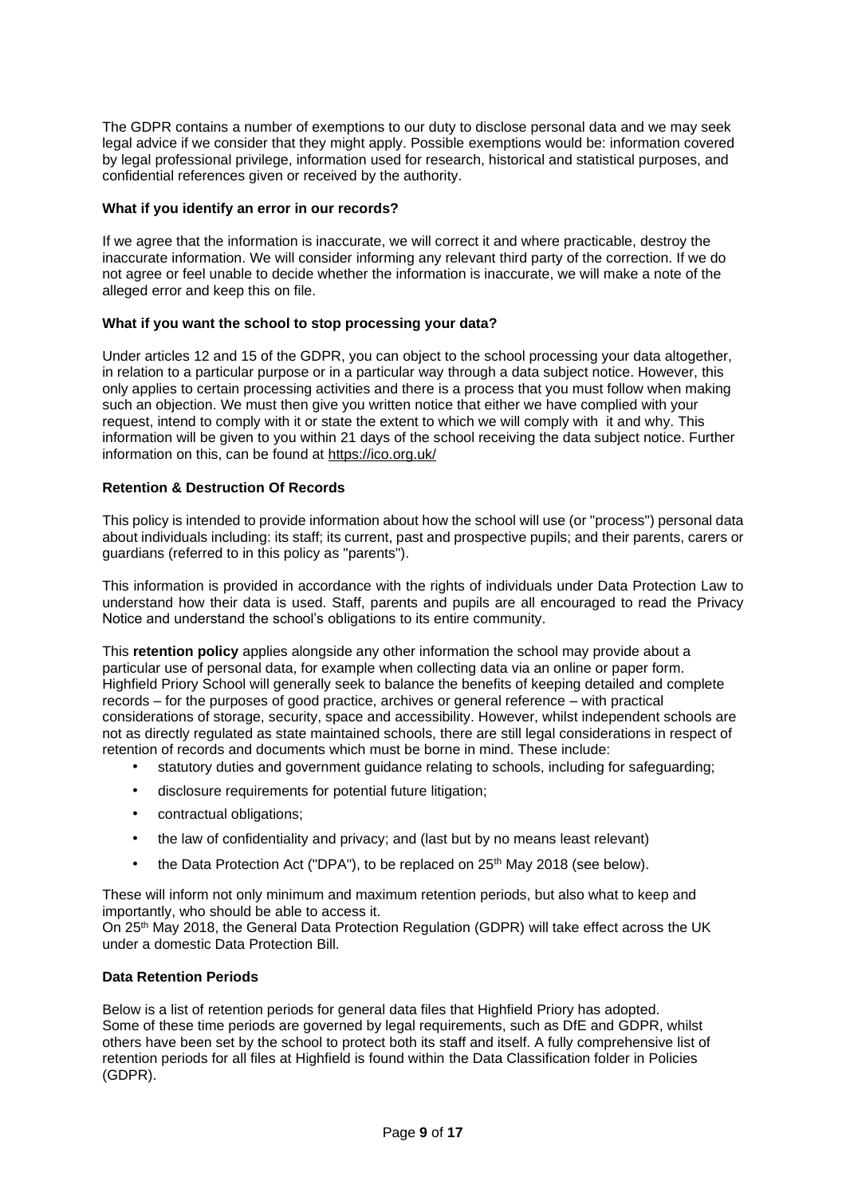The GDPR contains a number of exemptions to our duty to disclose personal data and we may seek legal advice if we consider that they might apply. Possible exemptions would be: information covered by legal professional privilege, information used for research, historical and statistical purposes, and confidential references given or received by the authority.

**What if you identify an error in our records?**

If we agree that the information is inaccurate, we will correct it and where practicable, destroy the inaccurate information. We will consider informing any relevant third party of the correction. If we do not agree or feel unable to decide whether the information is inaccurate, we will make a note of the alleged error and keep this on file.

**What if you want the school to stop processing your data?**

Under articles 12 and 15 of the GDPR, you can object to the school processing your data altogether, in relation to a particular purpose or in a particular way through a data subject notice. However, this only applies to certain processing activities and there is a process that you must follow when making such an objection. We must then give you written notice that either we have complied with your request, intend to comply with it or state the extent to which we will comply with it and why. This information will be given to you within 21 days of the school receiving the data subject notice. Further information on this, can be found at https://ico.org.uk/

**Retention & Destruction Of Records**

This policy is intended to provide information about how the school will use (or "process") personal data about individuals including: its staff; its current, past and prospective pupils; and their parents, carers or guardians (referred to in this policy as "parents").

This information is provided in accordance with the rights of individuals under Data Protection Law to understand how their data is used. Staff, parents and pupils are all encouraged to read the Privacy Notice and understand the school's obligations to its entire community.

This **retention policy** applies alongside any other information the school may provide about a particular use of personal data, for example when collecting data via an online or paper form. Highfield Priory School will generally seek to balance the benefits of keeping detailed and complete records – for the purposes of good practice, archives or general reference – with practical considerations of storage, security, space and accessibility. However, whilst independent schools are not as directly regulated as state maintained schools, there are still legal considerations in respect of retention of records and documents which must be borne in mind. These include:

- statutory duties and government guidance relating to schools, including for safeguarding;
- disclosure requirements for potential future litigation;
- contractual obligations;
- the law of confidentiality and privacy; and (last but by no means least relevant)
- the Data Protection Act ("DPA"), to be replaced on 25th May 2018 (see below).

These will inform not only minimum and maximum retention periods, but also what to keep and importantly, who should be able to access it.
On 25th May 2018, the General Data Protection Regulation (GDPR) will take effect across the UK under a domestic Data Protection Bill.

**Data Retention Periods**

Below is a list of retention periods for general data files that Highfield Priory has adopted.
Some of these time periods are governed by legal requirements, such as DfE and GDPR, whilst others have been set by the school to protect both its staff and itself. A fully comprehensive list of retention periods for all files at Highfield is found within the Data Classification folder in Policies (GDPR).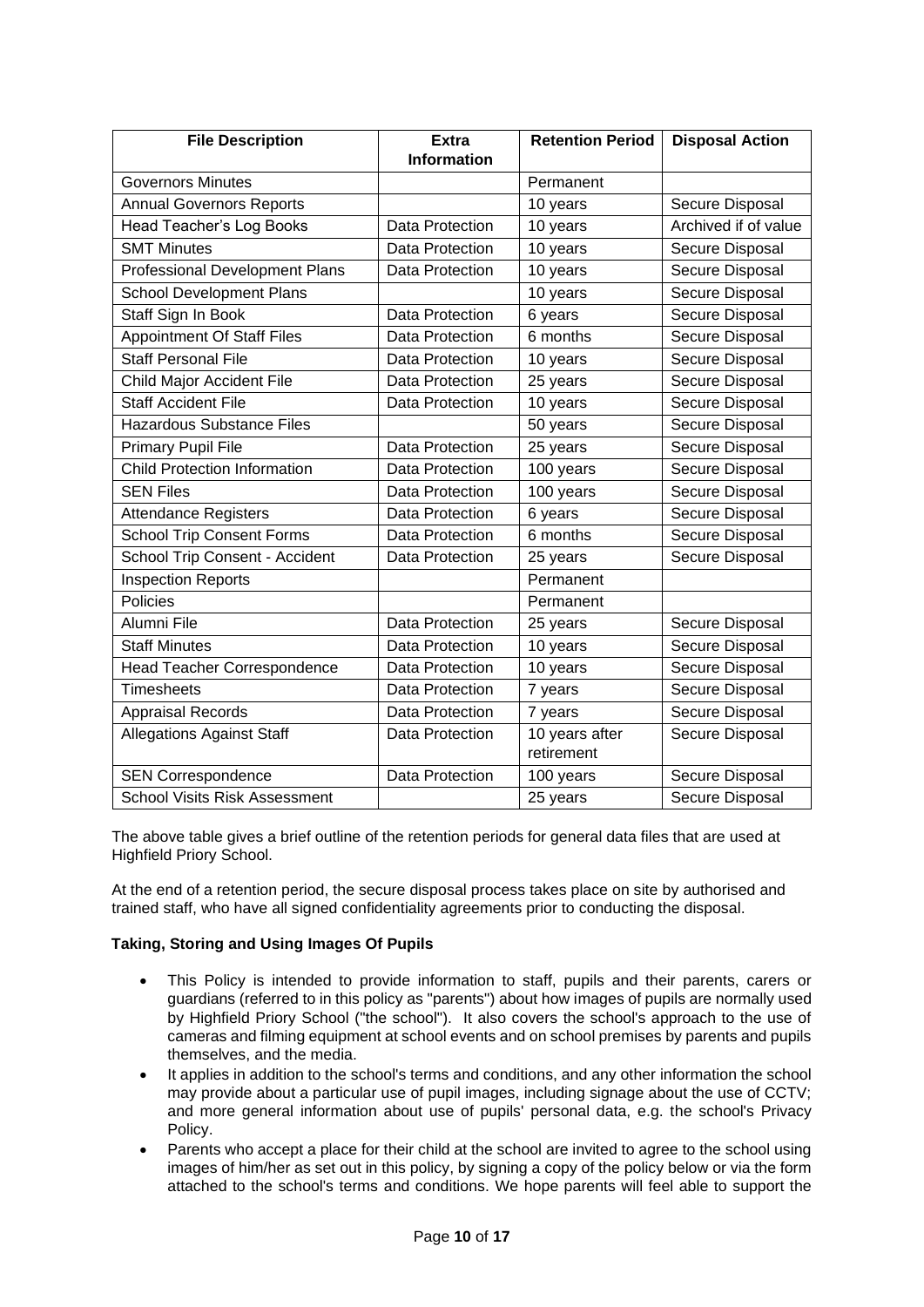| File Description | Extra Information | Retention Period | Disposal Action |
|---|---|---|---|
| Governors Minutes | | Permanent | |
| Annual Governors Reports | | 10 years | Secure Disposal |
| Head Teacher's Log Books | Data Protection | 10 years | Archived if of value |
| SMT Minutes | Data Protection | 10 years | Secure Disposal |
| Professional Development Plans | Data Protection | 10 years | Secure Disposal |
| School Development Plans | | 10 years | Secure Disposal |
| Staff Sign In Book | Data Protection | 6 years | Secure Disposal |
| Appointment Of Staff Files | Data Protection | 6 months | Secure Disposal |
| Staff Personal File | Data Protection | 10 years | Secure Disposal |
| Child Major Accident File | Data Protection | 25 years | Secure Disposal |
| Staff Accident File | Data Protection | 10 years | Secure Disposal |
| Hazardous Substance Files | | 50 years | Secure Disposal |
| Primary Pupil File | Data Protection | 25 years | Secure Disposal |
| Child Protection Information | Data Protection | 100 years | Secure Disposal |
| SEN Files | Data Protection | 100 years | Secure Disposal |
| Attendance Registers | Data Protection | 6 years | Secure Disposal |
| School Trip Consent Forms | Data Protection | 6 months | Secure Disposal |
| School Trip Consent - Accident | Data Protection | 25 years | Secure Disposal |
| Inspection Reports | | Permanent | |
| Policies | | Permanent | |
| Alumni File | Data Protection | 25 years | Secure Disposal |
| Staff Minutes | Data Protection | 10 years | Secure Disposal |
| Head Teacher Correspondence | Data Protection | 10 years | Secure Disposal |
| Timesheets | Data Protection | 7 years | Secure Disposal |
| Appraisal Records | Data Protection | 7 years | Secure Disposal |
| Allegations Against Staff | Data Protection | 10 years after retirement | Secure Disposal |
| SEN Correspondence | Data Protection | 100 years | Secure Disposal |
| School Visits Risk Assessment | | 25 years | Secure Disposal |

The above table gives a brief outline of the retention periods for general data files that are used at Highfield Priory School.

At the end of a retention period, the secure disposal process takes place on site by authorised and trained staff, who have all signed confidentiality agreements prior to conducting the disposal.

**Taking, Storing and Using Images Of Pupils**

- This Policy is intended to provide information to staff, pupils and their parents, carers or guardians (referred to in this policy as "parents") about how images of pupils are normally used by Highfield Priory School ("the school"). It also covers the school's approach to the use of cameras and filming equipment at school events and on school premises by parents and pupils themselves, and the media.
- It applies in addition to the school's terms and conditions, and any other information the school may provide about a particular use of pupil images, including signage about the use of CCTV; and more general information about use of pupils' personal data, e.g. the school's Privacy Policy.
- Parents who accept a place for their child at the school are invited to agree to the school using images of him/her as set out in this policy, by signing a copy of the policy below or via the form attached to the school's terms and conditions. We hope parents will feel able to support the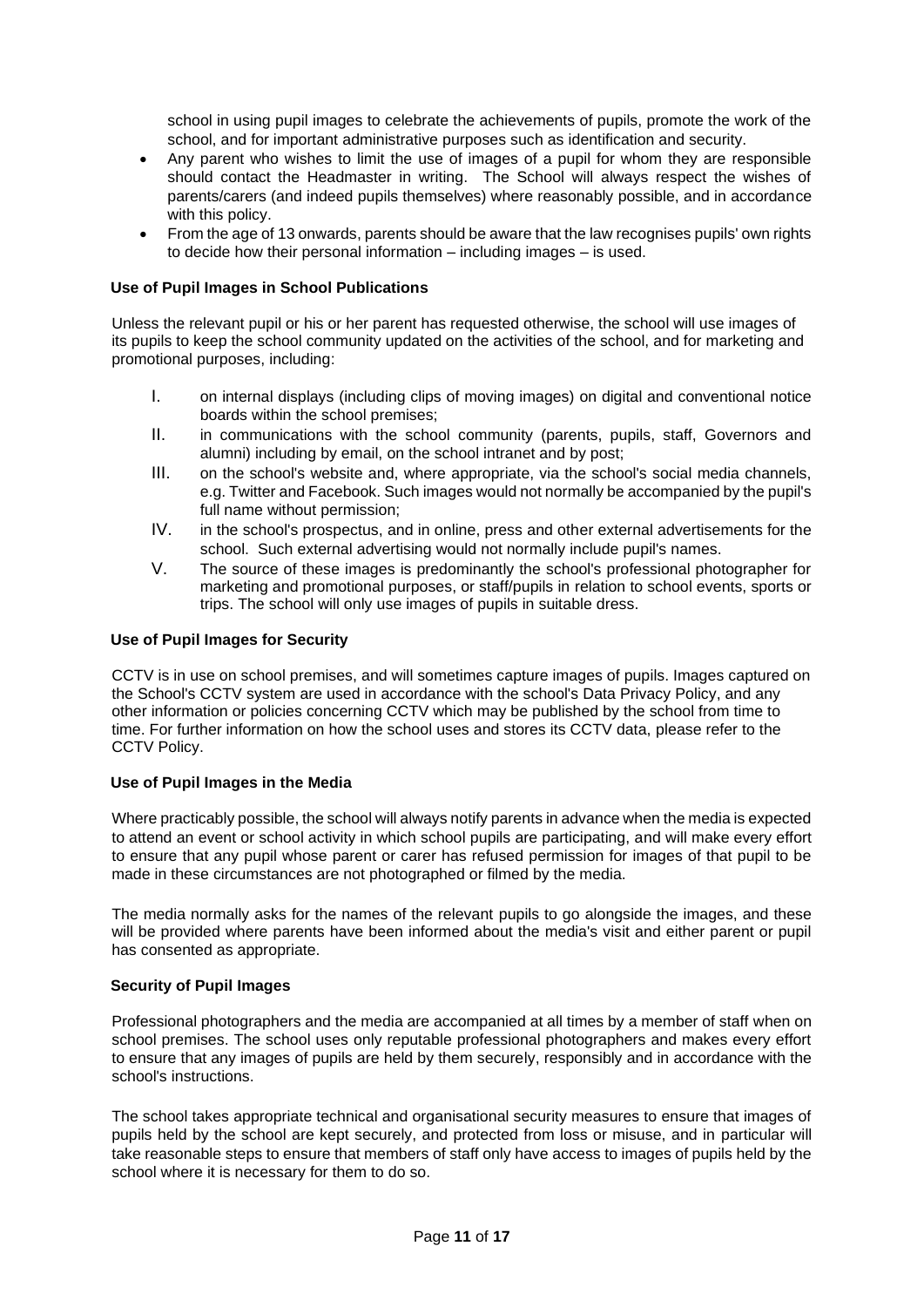school in using pupil images to celebrate the achievements of pupils, promote the work of the school, and for important administrative purposes such as identification and security.

- Any parent who wishes to limit the use of images of a pupil for whom they are responsible should contact the Headmaster in writing. The School will always respect the wishes of parents/carers (and indeed pupils themselves) where reasonably possible, and in accordance with this policy.
- From the age of 13 onwards, parents should be aware that the law recognises pupils' own rights to decide how their personal information – including images – is used.

**Use of Pupil Images in School Publications**

Unless the relevant pupil or his or her parent has requested otherwise, the school will use images of its pupils to keep the school community updated on the activities of the school, and for marketing and promotional purposes, including:

I. on internal displays (including clips of moving images) on digital and conventional notice boards within the school premises;
II. in communications with the school community (parents, pupils, staff, Governors and alumni) including by email, on the school intranet and by post;
III. on the school's website and, where appropriate, via the school's social media channels, e.g. Twitter and Facebook. Such images would not normally be accompanied by the pupil's full name without permission;
IV. in the school's prospectus, and in online, press and other external advertisements for the school. Such external advertising would not normally include pupil's names.
V. The source of these images is predominantly the school's professional photographer for marketing and promotional purposes, or staff/pupils in relation to school events, sports or trips. The school will only use images of pupils in suitable dress.

**Use of Pupil Images for Security**

CCTV is in use on school premises, and will sometimes capture images of pupils. Images captured on the School's CCTV system are used in accordance with the school's Data Privacy Policy, and any other information or policies concerning CCTV which may be published by the school from time to time. For further information on how the school uses and stores its CCTV data, please refer to the CCTV Policy.

**Use of Pupil Images in the Media**

Where practicably possible, the school will always notify parents in advance when the media is expected to attend an event or school activity in which school pupils are participating, and will make every effort to ensure that any pupil whose parent or carer has refused permission for images of that pupil to be made in these circumstances are not photographed or filmed by the media.

The media normally asks for the names of the relevant pupils to go alongside the images, and these will be provided where parents have been informed about the media's visit and either parent or pupil has consented as appropriate.

**Security of Pupil Images**

Professional photographers and the media are accompanied at all times by a member of staff when on school premises. The school uses only reputable professional photographers and makes every effort to ensure that any images of pupils are held by them securely, responsibly and in accordance with the school's instructions.

The school takes appropriate technical and organisational security measures to ensure that images of pupils held by the school are kept securely, and protected from loss or misuse, and in particular will take reasonable steps to ensure that members of staff only have access to images of pupils held by the school where it is necessary for them to do so.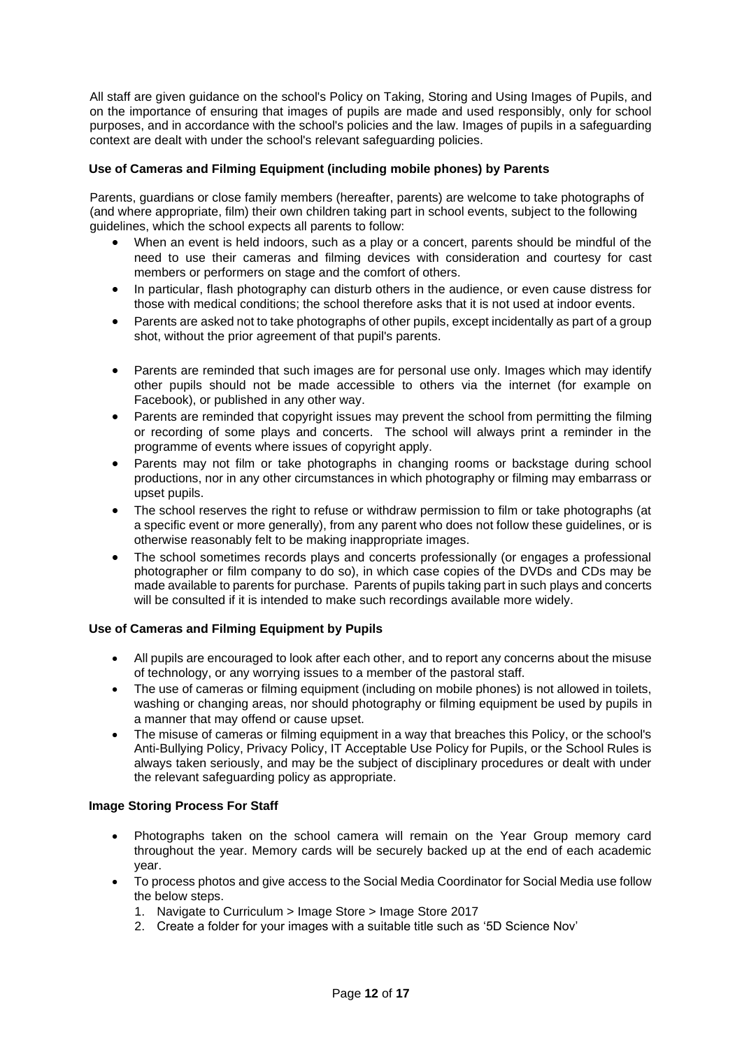All staff are given guidance on the school's Policy on Taking, Storing and Using Images of Pupils, and on the importance of ensuring that images of pupils are made and used responsibly, only for school purposes, and in accordance with the school's policies and the law. Images of pupils in a safeguarding context are dealt with under the school's relevant safeguarding policies.

**Use of Cameras and Filming Equipment (including mobile phones) by Parents**

Parents, guardians or close family members (hereafter, parents) are welcome to take photographs of (and where appropriate, film) their own children taking part in school events, subject to the following guidelines, which the school expects all parents to follow:

- When an event is held indoors, such as a play or a concert, parents should be mindful of the need to use their cameras and filming devices with consideration and courtesy for cast members or performers on stage and the comfort of others.
- In particular, flash photography can disturb others in the audience, or even cause distress for those with medical conditions; the school therefore asks that it is not used at indoor events.
- Parents are asked not to take photographs of other pupils, except incidentally as part of a group shot, without the prior agreement of that pupil's parents.
- Parents are reminded that such images are for personal use only. Images which may identify other pupils should not be made accessible to others via the internet (for example on Facebook), or published in any other way.
- Parents are reminded that copyright issues may prevent the school from permitting the filming or recording of some plays and concerts. The school will always print a reminder in the programme of events where issues of copyright apply.
- Parents may not film or take photographs in changing rooms or backstage during school productions, nor in any other circumstances in which photography or filming may embarrass or upset pupils.
- The school reserves the right to refuse or withdraw permission to film or take photographs (at a specific event or more generally), from any parent who does not follow these guidelines, or is otherwise reasonably felt to be making inappropriate images.
- The school sometimes records plays and concerts professionally (or engages a professional photographer or film company to do so), in which case copies of the DVDs and CDs may be made available to parents for purchase. Parents of pupils taking part in such plays and concerts will be consulted if it is intended to make such recordings available more widely.

**Use of Cameras and Filming Equipment by Pupils**

- All pupils are encouraged to look after each other, and to report any concerns about the misuse of technology, or any worrying issues to a member of the pastoral staff.
- The use of cameras or filming equipment (including on mobile phones) is not allowed in toilets, washing or changing areas, nor should photography or filming equipment be used by pupils in a manner that may offend or cause upset.
- The misuse of cameras or filming equipment in a way that breaches this Policy, or the school's Anti-Bullying Policy, Privacy Policy, IT Acceptable Use Policy for Pupils, or the School Rules is always taken seriously, and may be the subject of disciplinary procedures or dealt with under the relevant safeguarding policy as appropriate.

**Image Storing Process For Staff**

- Photographs taken on the school camera will remain on the Year Group memory card throughout the year. Memory cards will be securely backed up at the end of each academic year.
- To process photos and give access to the Social Media Coordinator for Social Media use follow the below steps.
  1. Navigate to Curriculum > Image Store > Image Store 2017
  2. Create a folder for your images with a suitable title such as '5D Science Nov'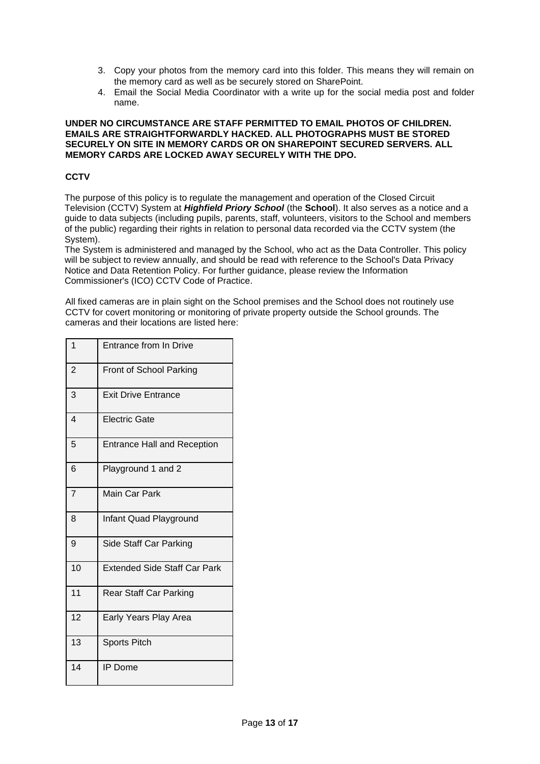3. Copy your photos from the memory card into this folder. This means they will remain on the memory card as well as be securely stored on SharePoint.
4. Email the Social Media Coordinator with a write up for the social media post and folder name.

**UNDER NO CIRCUMSTANCE ARE STAFF PERMITTED TO EMAIL PHOTOS OF CHILDREN. EMAILS ARE STRAIGHTFORWARDLY HACKED. ALL PHOTOGRAPHS MUST BE STORED SECURELY ON SITE IN MEMORY CARDS OR ON SHAREPOINT SECURED SERVERS. ALL MEMORY CARDS ARE LOCKED AWAY SECURELY WITH THE DPO.**

**CCTV**

The purpose of this policy is to regulate the management and operation of the Closed Circuit Television (CCTV) System at ***Highfield Priory School*** (the **School**). It also serves as a notice and a guide to data subjects (including pupils, parents, staff, volunteers, visitors to the School and members of the public) regarding their rights in relation to personal data recorded via the CCTV system (the System).

The System is administered and managed by the School, who act as the Data Controller. This policy will be subject to review annually, and should be read with reference to the School's Data Privacy Notice and Data Retention Policy. For further guidance, please review the Information Commissioner's (ICO) CCTV Code of Practice.

All fixed cameras are in plain sight on the School premises and the School does not routinely use CCTV for covert monitoring or monitoring of private property outside the School grounds. The cameras and their locations are listed here:

| | |
|---|---|
| 1 | Entrance from In Drive |
| 2 | Front of School Parking |
| 3 | Exit Drive Entrance |
| 4 | Electric Gate |
| 5 | Entrance Hall and Reception |
| 6 | Playground 1 and 2 |
| 7 | Main Car Park |
| 8 | Infant Quad Playground |
| 9 | Side Staff Car Parking |
| 10 | Extended Side Staff Car Park |
| 11 | Rear Staff Car Parking |
| 12 | Early Years Play Area |
| 13 | Sports Pitch |
| 14 | IP Dome |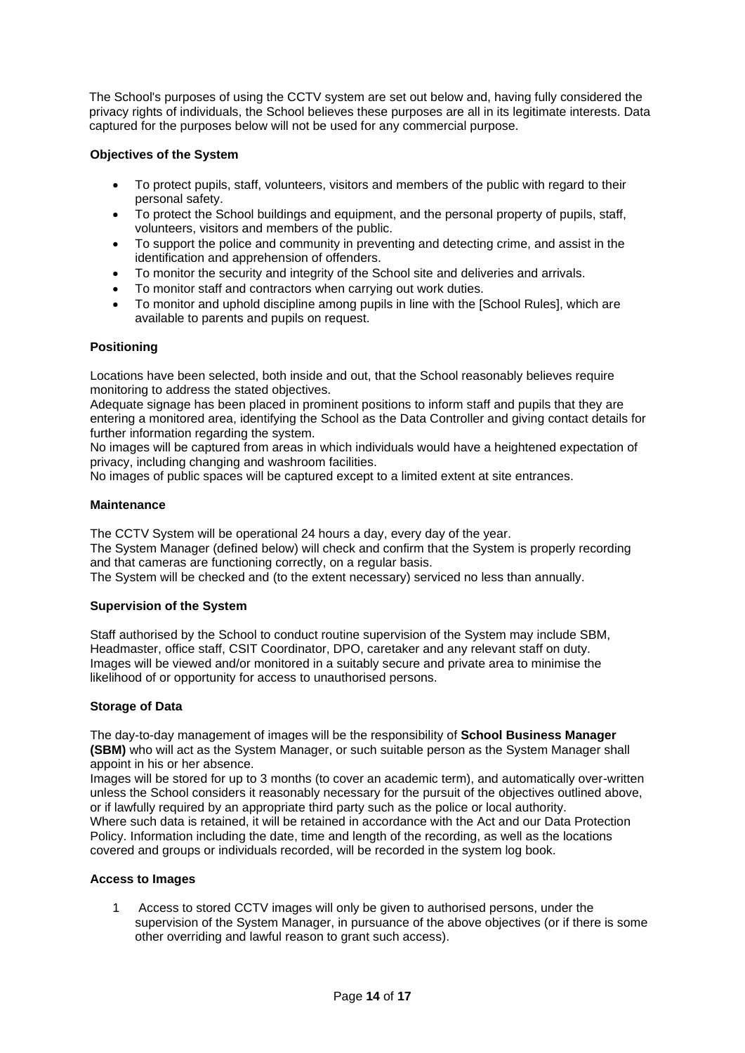The School's purposes of using the CCTV system are set out below and, having fully considered the privacy rights of individuals, the School believes these purposes are all in its legitimate interests. Data captured for the purposes below will not be used for any commercial purpose.

**Objectives of the System**

- To protect pupils, staff, volunteers, visitors and members of the public with regard to their personal safety.
- To protect the School buildings and equipment, and the personal property of pupils, staff, volunteers, visitors and members of the public.
- To support the police and community in preventing and detecting crime, and assist in the identification and apprehension of offenders.
- To monitor the security and integrity of the School site and deliveries and arrivals.
- To monitor staff and contractors when carrying out work duties.
- To monitor and uphold discipline among pupils in line with the [School Rules], which are available to parents and pupils on request.

**Positioning**

Locations have been selected, both inside and out, that the School reasonably believes require monitoring to address the stated objectives.
Adequate signage has been placed in prominent positions to inform staff and pupils that they are entering a monitored area, identifying the School as the Data Controller and giving contact details for further information regarding the system.
No images will be captured from areas in which individuals would have a heightened expectation of privacy, including changing and washroom facilities.
No images of public spaces will be captured except to a limited extent at site entrances.

**Maintenance**

The CCTV System will be operational 24 hours a day, every day of the year.
The System Manager (defined below) will check and confirm that the System is properly recording and that cameras are functioning correctly, on a regular basis.
The System will be checked and (to the extent necessary) serviced no less than annually.

**Supervision of the System**

Staff authorised by the School to conduct routine supervision of the System may include SBM, Headmaster, office staff, CSIT Coordinator, DPO, caretaker and any relevant staff on duty.
Images will be viewed and/or monitored in a suitably secure and private area to minimise the likelihood of or opportunity for access to unauthorised persons.

**Storage of Data**

The day-to-day management of images will be the responsibility of **School Business Manager (SBM)** who will act as the System Manager, or such suitable person as the System Manager shall appoint in his or her absence.
Images will be stored for up to 3 months (to cover an academic term), and automatically over-written unless the School considers it reasonably necessary for the pursuit of the objectives outlined above, or if lawfully required by an appropriate third party such as the police or local authority.
Where such data is retained, it will be retained in accordance with the Act and our Data Protection Policy. Information including the date, time and length of the recording, as well as the locations covered and groups or individuals recorded, will be recorded in the system log book.

**Access to Images**

1. Access to stored CCTV images will only be given to authorised persons, under the supervision of the System Manager, in pursuance of the above objectives (or if there is some other overriding and lawful reason to grant such access).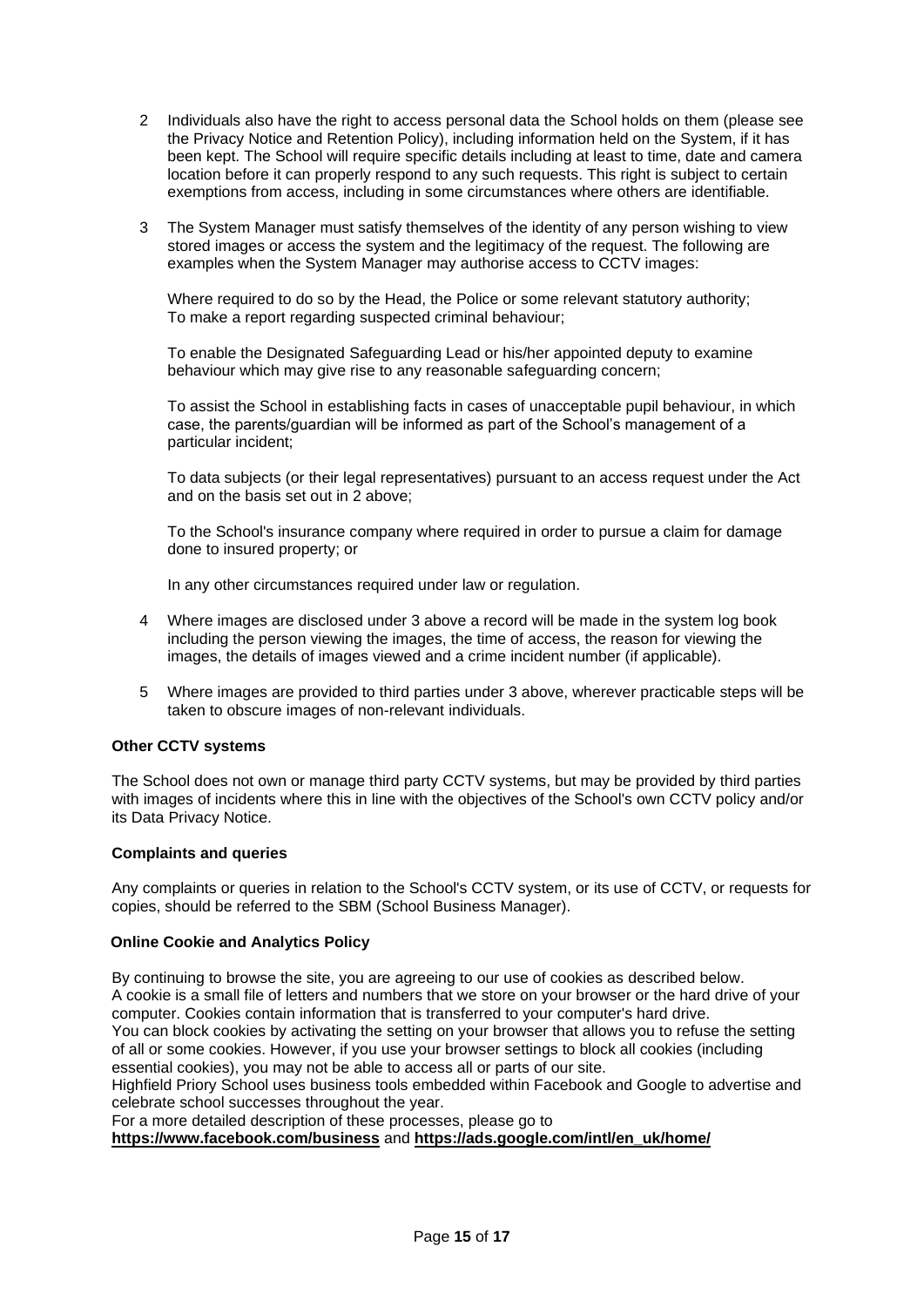2. Individuals also have the right to access personal data the School holds on them (please see the Privacy Notice and Retention Policy), including information held on the System, if it has been kept. The School will require specific details including at least to time, date and camera location before it can properly respond to any such requests. This right is subject to certain exemptions from access, including in some circumstances where others are identifiable.

3. The System Manager must satisfy themselves of the identity of any person wishing to view stored images or access the system and the legitimacy of the request. The following are examples when the System Manager may authorise access to CCTV images:

   Where required to do so by the Head, the Police or some relevant statutory authority;
   To make a report regarding suspected criminal behaviour;

   To enable the Designated Safeguarding Lead or his/her appointed deputy to examine behaviour which may give rise to any reasonable safeguarding concern;

   To assist the School in establishing facts in cases of unacceptable pupil behaviour, in which case, the parents/guardian will be informed as part of the School's management of a particular incident;

   To data subjects (or their legal representatives) pursuant to an access request under the Act and on the basis set out in 2 above;

   To the School's insurance company where required in order to pursue a claim for damage done to insured property; or

   In any other circumstances required under law or regulation.

4. Where images are disclosed under 3 above a record will be made in the system log book including the person viewing the images, the time of access, the reason for viewing the images, the details of images viewed and a crime incident number (if applicable).

5. Where images are provided to third parties under 3 above, wherever practicable steps will be taken to obscure images of non-relevant individuals.

**Other CCTV systems**

The School does not own or manage third party CCTV systems, but may be provided by third parties with images of incidents where this in line with the objectives of the School's own CCTV policy and/or its Data Privacy Notice.

**Complaints and queries**

Any complaints or queries in relation to the School's CCTV system, or its use of CCTV, or requests for copies, should be referred to the SBM (School Business Manager).

**Online Cookie and Analytics Policy**

By continuing to browse the site, you are agreeing to our use of cookies as described below.
A cookie is a small file of letters and numbers that we store on your browser or the hard drive of your computer. Cookies contain information that is transferred to your computer's hard drive.
You can block cookies by activating the setting on your browser that allows you to refuse the setting of all or some cookies. However, if you use your browser settings to block all cookies (including essential cookies), you may not be able to access all or parts of our site.
Highfield Priory School uses business tools embedded within Facebook and Google to advertise and celebrate school successes throughout the year.
For a more detailed description of these processes, please go to
**https://www.facebook.com/business** and **https://ads.google.com/intl/en_uk/home/**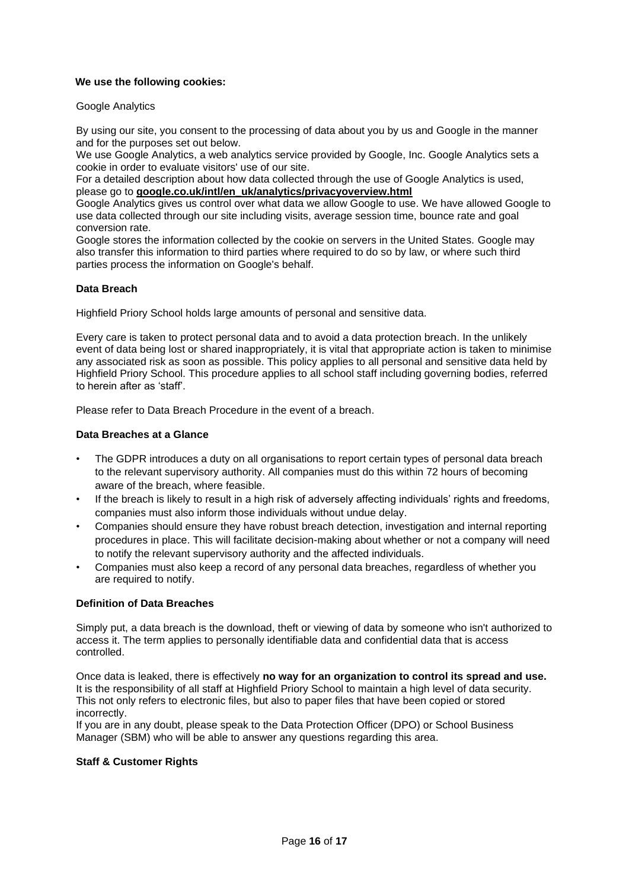**We use the following cookies:**

Google Analytics

By using our site, you consent to the processing of data about you by us and Google in the manner and for the purposes set out below.
We use Google Analytics, a web analytics service provided by Google, Inc. Google Analytics sets a cookie in order to evaluate visitors' use of our site.
For a detailed description about how data collected through the use of Google Analytics is used, please go to **google.co.uk/intl/en_uk/analytics/privacyoverview.html**
Google Analytics gives us control over what data we allow Google to use. We have allowed Google to use data collected through our site including visits, average session time, bounce rate and goal conversion rate.
Google stores the information collected by the cookie on servers in the United States. Google may also transfer this information to third parties where required to do so by law, or where such third parties process the information on Google's behalf.

**Data Breach**

Highfield Priory School holds large amounts of personal and sensitive data.

Every care is taken to protect personal data and to avoid a data protection breach. In the unlikely event of data being lost or shared inappropriately, it is vital that appropriate action is taken to minimise any associated risk as soon as possible. This policy applies to all personal and sensitive data held by Highfield Priory School. This procedure applies to all school staff including governing bodies, referred to herein after as 'staff'.

Please refer to Data Breach Procedure in the event of a breach.

**Data Breaches at a Glance**

- The GDPR introduces a duty on all organisations to report certain types of personal data breach to the relevant supervisory authority. All companies must do this within 72 hours of becoming aware of the breach, where feasible.
- If the breach is likely to result in a high risk of adversely affecting individuals' rights and freedoms, companies must also inform those individuals without undue delay.
- Companies should ensure they have robust breach detection, investigation and internal reporting procedures in place. This will facilitate decision-making about whether or not a company will need to notify the relevant supervisory authority and the affected individuals.
- Companies must also keep a record of any personal data breaches, regardless of whether you are required to notify.

**Definition of Data Breaches**

Simply put, a data breach is the download, theft or viewing of data by someone who isn't authorized to access it. The term applies to personally identifiable data and confidential data that is access controlled.

Once data is leaked, there is effectively **no way for an organization to control its spread and use.** It is the responsibility of all staff at Highfield Priory School to maintain a high level of data security. This not only refers to electronic files, but also to paper files that have been copied or stored incorrectly.
If you are in any doubt, please speak to the Data Protection Officer (DPO) or School Business Manager (SBM) who will be able to answer any questions regarding this area.

**Staff & Customer Rights**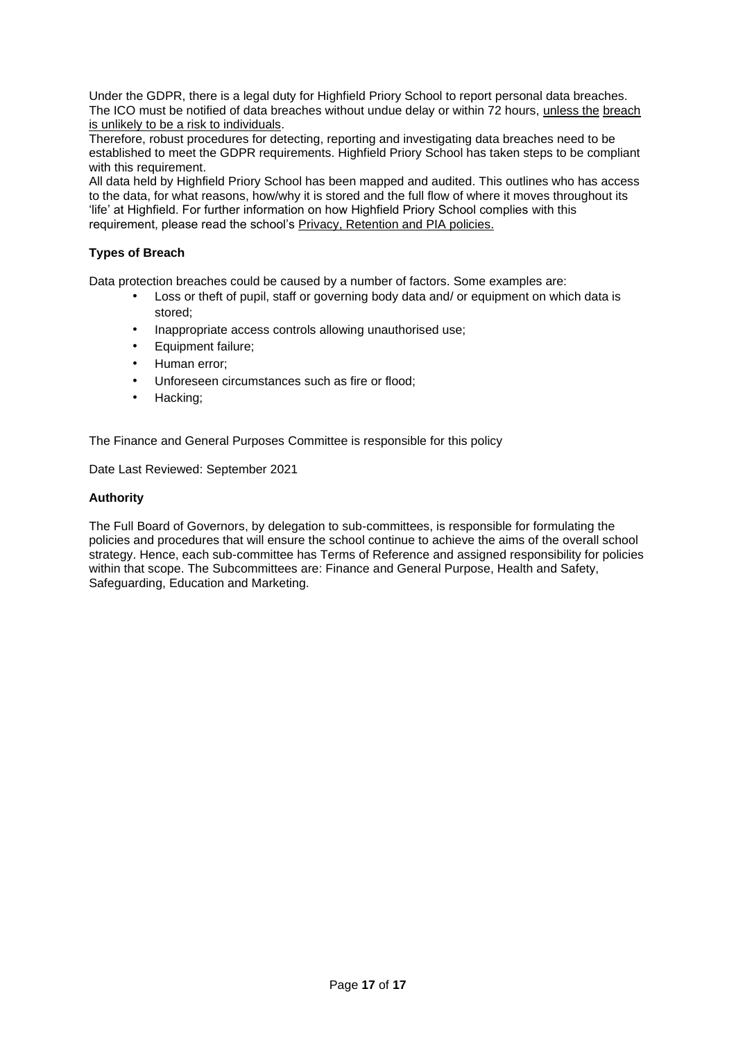Under the GDPR, there is a legal duty for Highfield Priory School to report personal data breaches. The ICO must be notified of data breaches without undue delay or within 72 hours, unless the breach is unlikely to be a risk to individuals.

Therefore, robust procedures for detecting, reporting and investigating data breaches need to be established to meet the GDPR requirements. Highfield Priory School has taken steps to be compliant with this requirement.

All data held by Highfield Priory School has been mapped and audited. This outlines who has access to the data, for what reasons, how/why it is stored and the full flow of where it moves throughout its 'life' at Highfield. For further information on how Highfield Priory School complies with this requirement, please read the school's Privacy, Retention and PIA policies.

**Types of Breach**

Data protection breaches could be caused by a number of factors. Some examples are:

- Loss or theft of pupil, staff or governing body data and/ or equipment on which data is stored;
- Inappropriate access controls allowing unauthorised use;
- Equipment failure;
- Human error;
- Unforeseen circumstances such as fire or flood;
- Hacking;

The Finance and General Purposes Committee is responsible for this policy

Date Last Reviewed: September 2021

**Authority**

The Full Board of Governors, by delegation to sub-committees, is responsible for formulating the policies and procedures that will ensure the school continue to achieve the aims of the overall school strategy. Hence, each sub-committee has Terms of Reference and assigned responsibility for policies within that scope. The Subcommittees are: Finance and General Purpose, Health and Safety, Safeguarding, Education and Marketing.